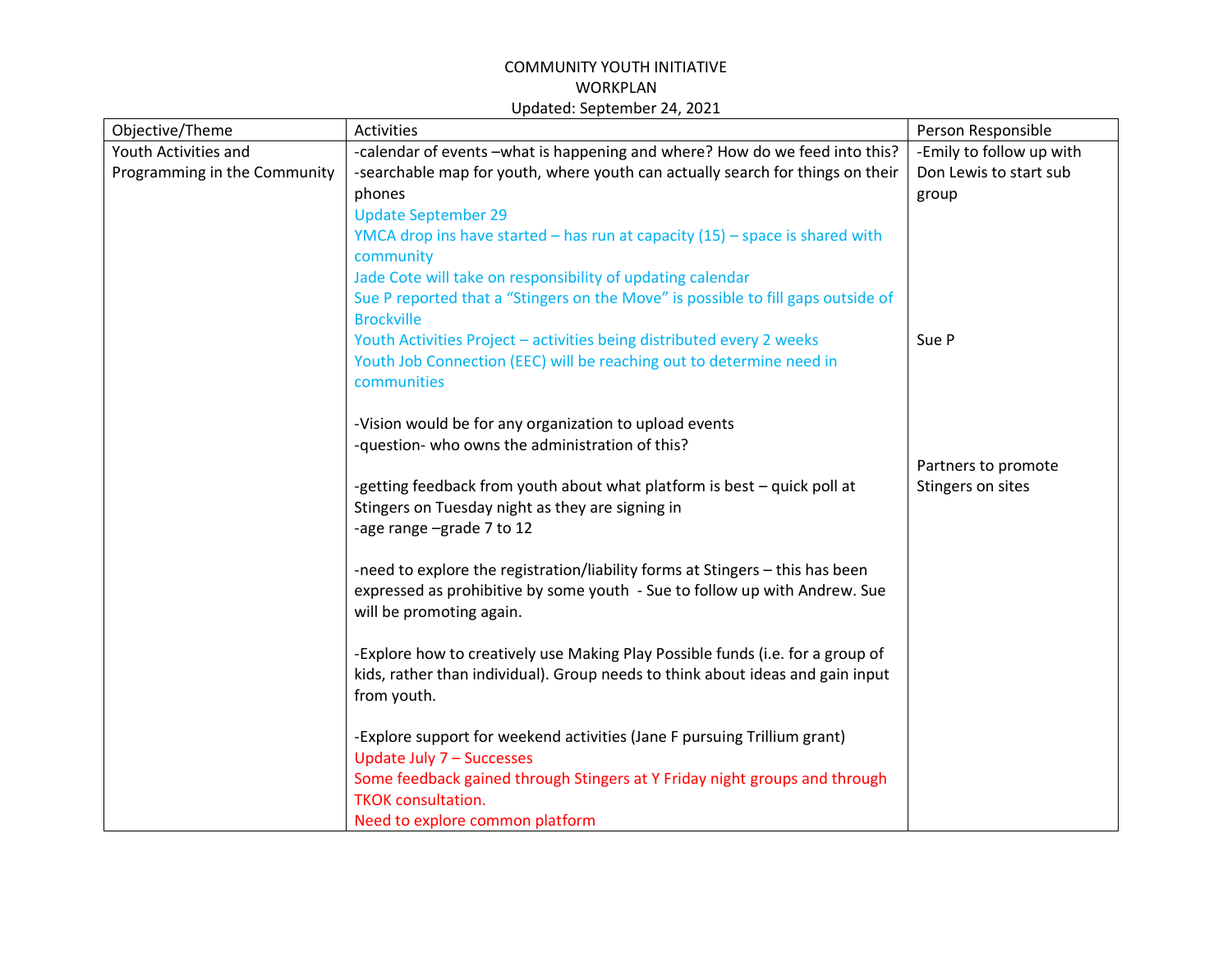COMMUNITY YOUTH INITIATIVE
WORKPLAN
Updated: September 24, 2021

| Objective/Theme | Activities | Person Responsible |
|---|---|---|
| Youth Activities and Programming in the Community | -calendar of events –what is happening and where? How do we feed into this?<br>-searchable map for youth, where youth can actually search for things on their phones<br>Update September 29<br>YMCA drop ins have started – has run at capacity (15) – space is shared with community<br>Jade Cote will take on responsibility of updating calendar<br>Sue P reported that a "Stingers on the Move" is possible to fill gaps outside of Brockville<br>Youth Activities Project – activities being distributed every 2 weeks<br>Youth Job Connection (EEC) will be reaching out to determine need in communities<br><br>-Vision would be for any organization to upload events<br>-question- who owns the administration of this?<br><br>-getting feedback from youth about what platform is best – quick poll at Stingers on Tuesday night as they are signing in<br>-age range –grade 7 to 12<br><br>-need to explore the registration/liability forms at Stingers – this has been expressed as prohibitive by some youth - Sue to follow up with Andrew. Sue will be promoting again.<br><br>-Explore how to creatively use Making Play Possible funds (i.e. for a group of kids, rather than individual). Group needs to think about ideas and gain input from youth.<br><br>-Explore support for weekend activities (Jane F pursuing Trillium grant)<br>Update July 7 – Successes<br>Some feedback gained through Stingers at Y Friday night groups and through TKOK consultation.<br>Need to explore common platform | -Emily to follow up with Don Lewis to start sub group<br><br>Sue P<br><br>Partners to promote Stingers on sites |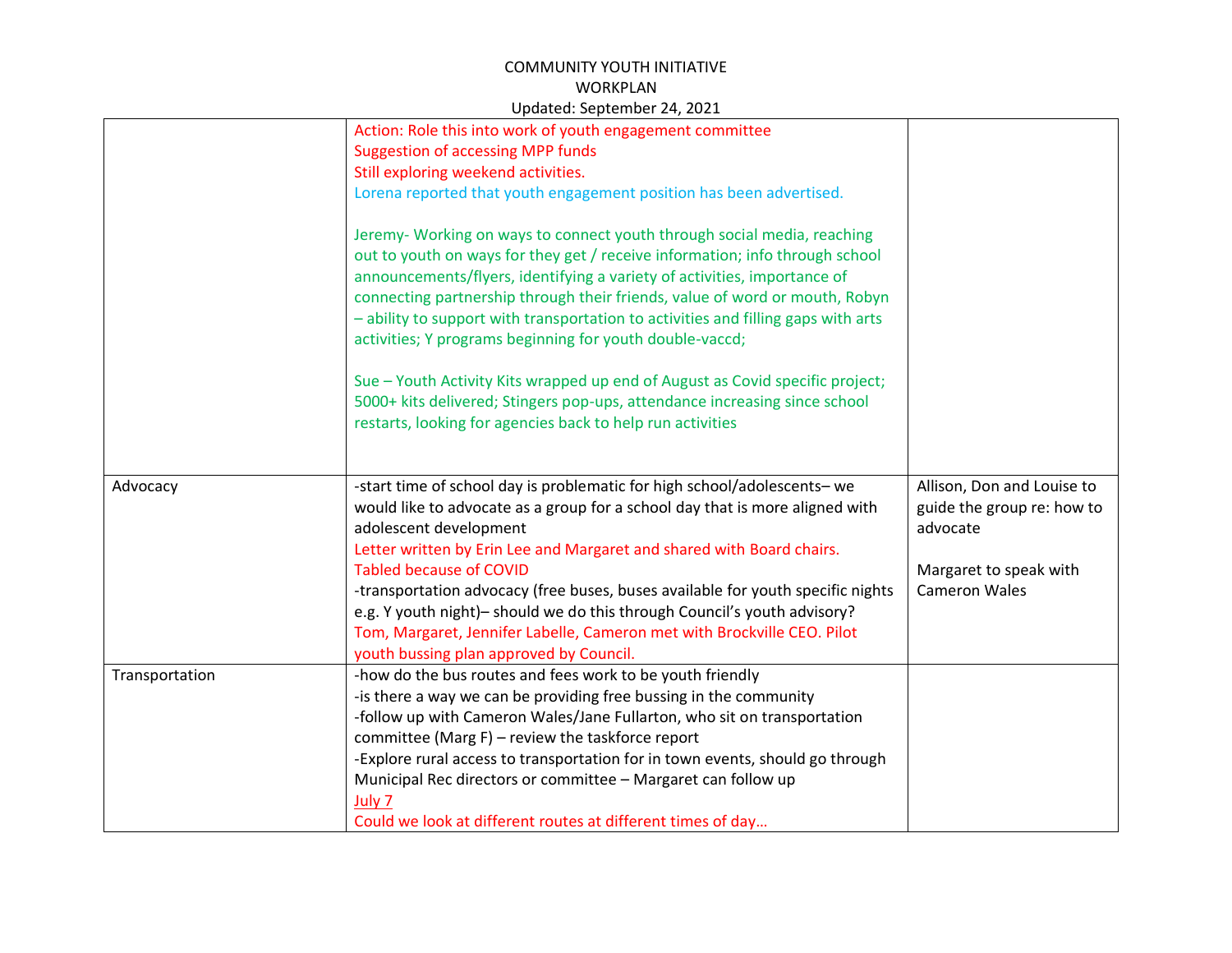COMMUNITY YOUTH INITIATIVE
WORKPLAN
Updated: September 24, 2021

| | | |
|---|---|---|
| | Action: Role this into work of youth engagement committee<br>Suggestion of accessing MPP funds<br>Still exploring weekend activities.<br>Lorena reported that youth engagement position has been advertised.<br><br>Jeremy- Working on ways to connect youth through social media, reaching out to youth on ways for they get / receive information; info through school announcements/flyers, identifying a variety of activities, importance of connecting partnership through their friends, value of word or mouth, Robyn – ability to support with transportation to activities and filling gaps with arts activities; Y programs beginning for youth double-vaccd;<br><br>Sue – Youth Activity Kits wrapped up end of August as Covid specific project; 5000+ kits delivered; Stingers pop-ups, attendance increasing since school restarts, looking for agencies back to help run activities | |
| Advocacy | -start time of school day is problematic for high school/adolescents– we would like to advocate as a group for a school day that is more aligned with adolescent development<br>Letter written by Erin Lee and Margaret and shared with Board chairs. Tabled because of COVID<br>-transportation advocacy (free buses, buses available for youth specific nights e.g. Y youth night)– should we do this through Council's youth advisory?<br>Tom, Margaret, Jennifer Labelle, Cameron met with Brockville CEO. Pilot youth bussing plan approved by Council. | Allison, Don and Louise to guide the group re: how to advocate<br><br>Margaret to speak with Cameron Wales |
| Transportation | -how do the bus routes and fees work to be youth friendly<br>-is there a way we can be providing free bussing in the community<br>-follow up with Cameron Wales/Jane Fullarton, who sit on transportation committee (Marg F) – review the taskforce report<br>-Explore rural access to transportation for in town events, should go through Municipal Rec directors or committee – Margaret can follow up<br>July 7<br>Could we look at different routes at different times of day… | |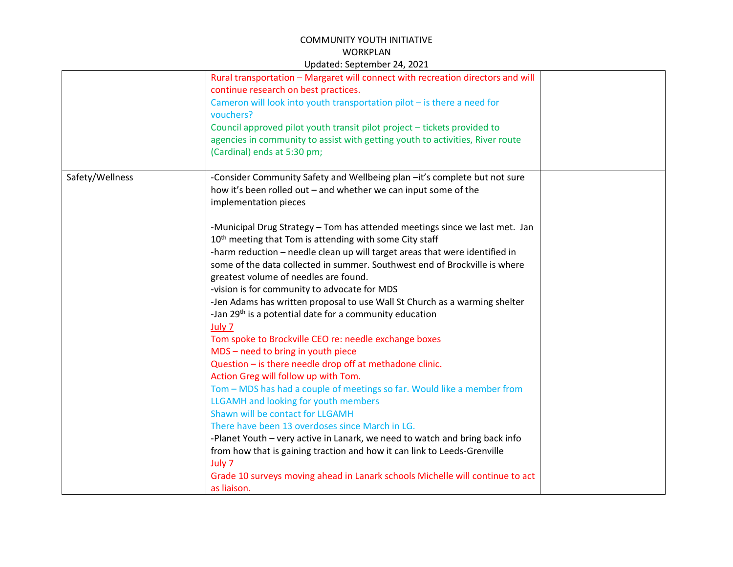COMMUNITY YOUTH INITIATIVE
WORKPLAN
Updated: September 24, 2021

| | | |
|---|---|---|
| | Rural transportation – Margaret will connect with recreation directors and will continue research on best practices.<br>Cameron will look into youth transportation pilot – is there a need for vouchers?<br>Council approved pilot youth transit pilot project – tickets provided to agencies in community to assist with getting youth to activities, River route (Cardinal) ends at 5:30 pm; | |
| Safety/Wellness | -Consider Community Safety and Wellbeing plan –it's complete but not sure how it's been rolled out – and whether we can input some of the implementation pieces<br><br>-Municipal Drug Strategy – Tom has attended meetings since we last met. Jan 10th meeting that Tom is attending with some City staff<br>-harm reduction – needle clean up will target areas that were identified in some of the data collected in summer. Southwest end of Brockville is where greatest volume of needles are found.<br>-vision is for community to advocate for MDS<br>-Jen Adams has written proposal to use Wall St Church as a warming shelter<br>-Jan 29th is a potential date for a community education<br>July 7<br>Tom spoke to Brockville CEO re: needle exchange boxes<br>MDS – need to bring in youth piece<br>Question – is there needle drop off at methadone clinic.<br>Action Greg will follow up with Tom.<br>Tom – MDS has had a couple of meetings so far. Would like a member from LLGAMH and looking for youth members<br>Shawn will be contact for LLGAMH<br>There have been 13 overdoses since March in LG.<br>-Planet Youth – very active in Lanark, we need to watch and bring back info from how that is gaining traction and how it can link to Leeds-Grenville<br>July 7<br>Grade 10 surveys moving ahead in Lanark schools Michelle will continue to act as liaison. | |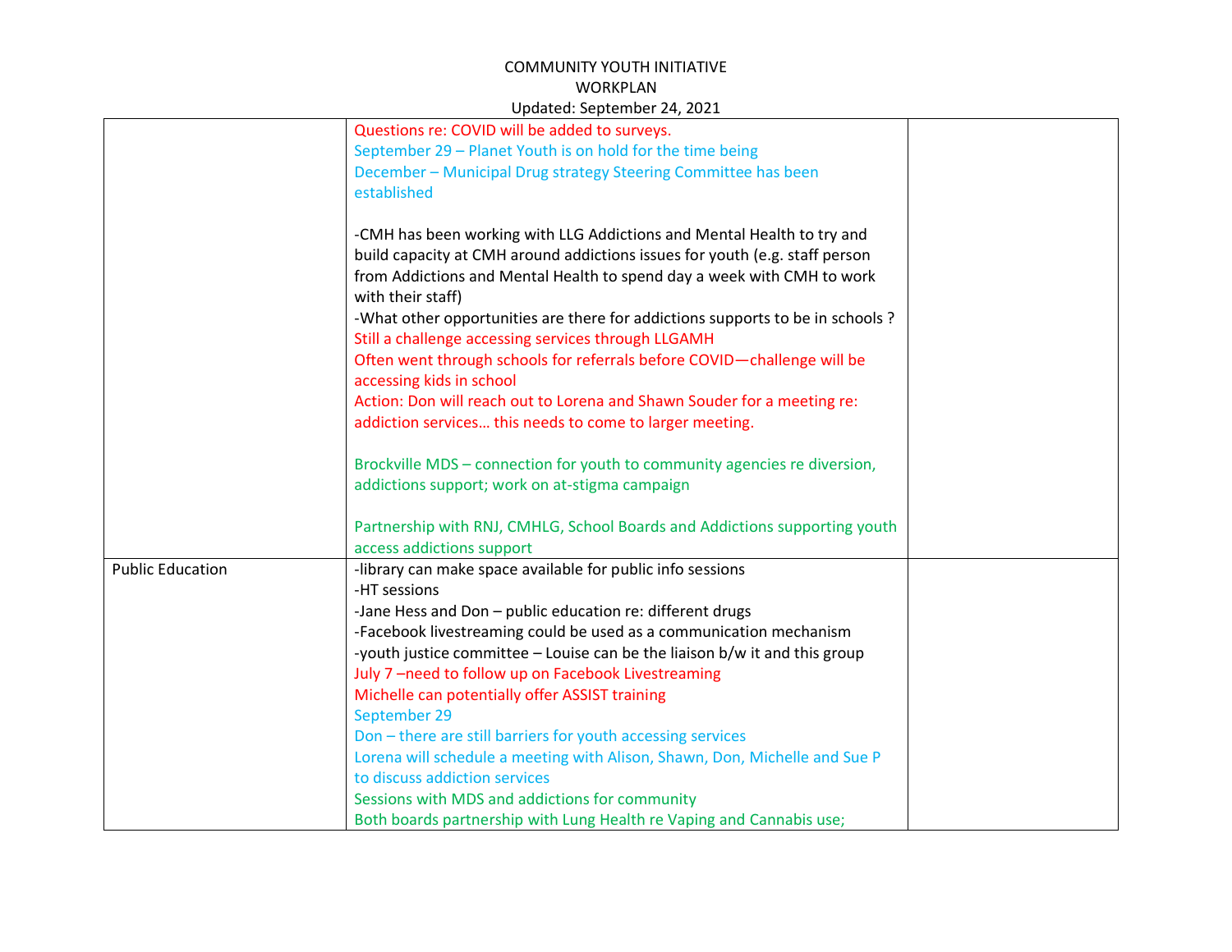COMMUNITY YOUTH INITIATIVE
WORKPLAN
Updated: September 24, 2021

| | | |
|---|---|---|
| | Questions re: COVID will be added to surveys.<br>September 29 – Planet Youth is on hold for the time being<br>December – Municipal Drug strategy Steering Committee has been established<br><br>-CMH has been working with LLG Addictions and Mental Health to try and build capacity at CMH around addictions issues for youth (e.g. staff person from Addictions and Mental Health to spend day a week with CMH to work with their staff)<br>-What other opportunities are there for addictions supports to be in schools ?<br>Still a challenge accessing services through LLGAMH<br>Often went through schools for referrals before COVID—challenge will be accessing kids in school<br>Action: Don will reach out to Lorena and Shawn Souder for a meeting re: addiction services… this needs to come to larger meeting.<br><br>Brockville MDS – connection for youth to community agencies re diversion, addictions support; work on at-stigma campaign<br><br>Partnership with RNJ, CMHLG, School Boards and Addictions supporting youth access addictions support | |
| Public Education | -library can make space available for public info sessions<br>-HT sessions<br>-Jane Hess and Don – public education re: different drugs<br>-Facebook livestreaming could be used as a communication mechanism<br>-youth justice committee – Louise can be the liaison b/w it and this group<br>July 7 –need to follow up on Facebook Livestreaming<br>Michelle can potentially offer ASSIST training<br>September 29<br>Don – there are still barriers for youth accessing services<br>Lorena will schedule a meeting with Alison, Shawn, Don, Michelle and Sue P to discuss addiction services<br>Sessions with MDS and addictions for community<br>Both boards partnership with Lung Health re Vaping and Cannabis use; | |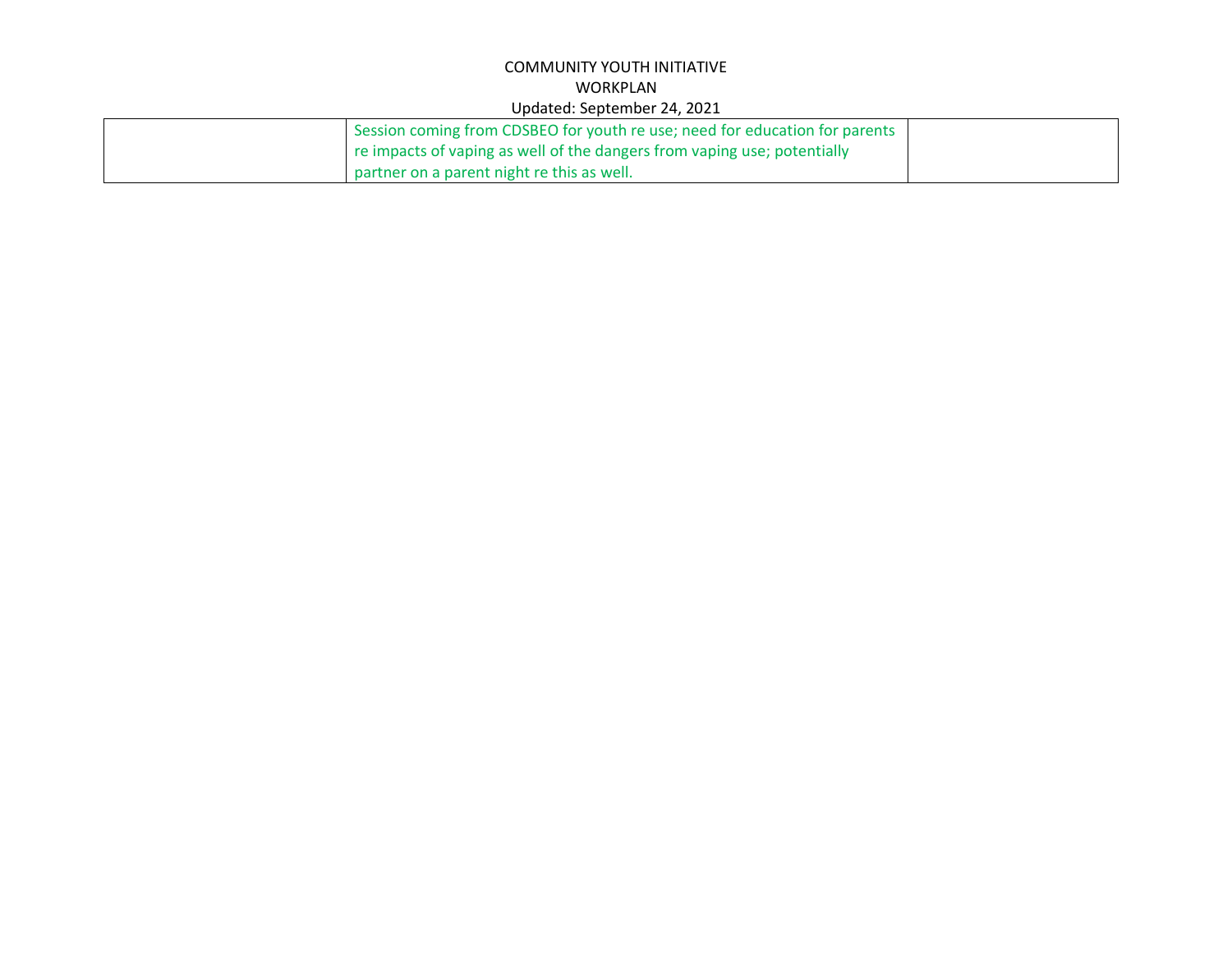| | | |
|---|---|---|
| | Session coming from CDSBEO for youth re use; need for education for parents re impacts of vaping as well of the dangers from vaping use; potentially partner on a parent night re this as well. | |